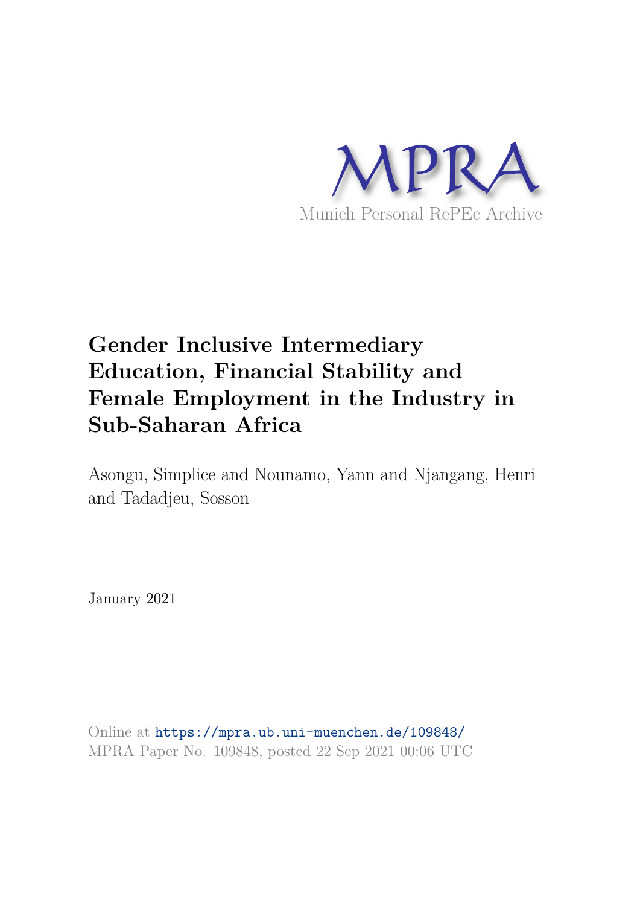MPRA

Munich Personal RePEc Archive

# Gender Inclusive Intermediary Education, Financial Stability and Female Employment in the Industry in Sub-Saharan Africa

Asongu, Simplice and Nounamo, Yann and Njangang, Henri and Tadadjeu, Sosson

January 2021

Online at https://mpra.ub.uni-muenchen.de/109848/
MPRA Paper No. 109848, posted 22 Sep 2021 00:06 UTC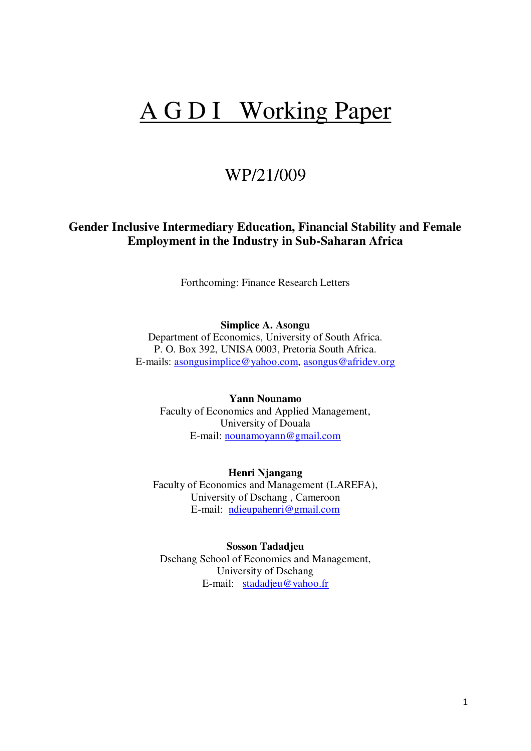// A G D I Working Paper

# A G D I Working Paper

## WP/21/009

**Gender Inclusive Intermediary Education, Financial Stability and Female Employment in the Industry in Sub-Saharan Africa**

Forthcoming: Finance Research Letters

**Simplice A. Asongu**
Department of Economics, University of South Africa.
P. O. Box 392, UNISA 0003, Pretoria South Africa.
E-mails: asongusimplice@yahoo.com, asongus@afridev.org

**Yann Nounamo**
Faculty of Economics and Applied Management,
University of Douala
E-mail: nounamoyann@gmail.com

**Henri Njangang**
Faculty of Economics and Management (LAREFA),
University of Dschang , Cameroon
E-mail: ndieupahenri@gmail.com

**Sosson Tadadjeu**
Dschang School of Economics and Management,
University of Dschang
E-mail: stadadjeu@yahoo.fr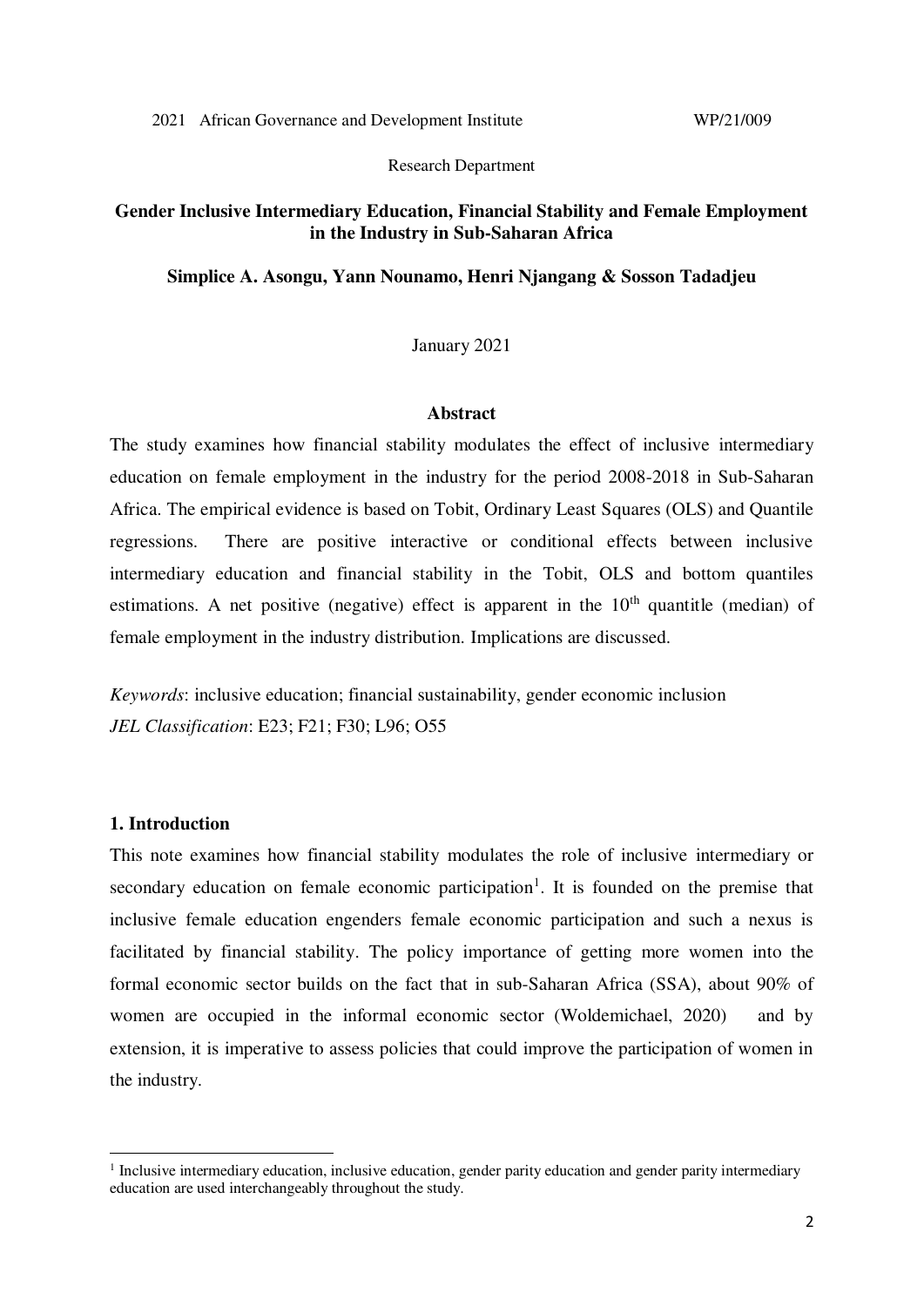2021 African Governance and Development Institute WP/21/009

Research Department

**Gender Inclusive Intermediary Education, Financial Stability and Female Employment in the Industry in Sub-Saharan Africa**

**Simplice A. Asongu, Yann Nounamo, Henri Njangang & Sosson Tadadjeu**

January 2021

**Abstract**

The study examines how financial stability modulates the effect of inclusive intermediary education on female employment in the industry for the period 2008-2018 in Sub-Saharan Africa. The empirical evidence is based on Tobit, Ordinary Least Squares (OLS) and Quantile regressions. There are positive interactive or conditional effects between inclusive intermediary education and financial stability in the Tobit, OLS and bottom quantiles estimations. A net positive (negative) effect is apparent in the 10th quantitle (median) of female employment in the industry distribution. Implications are discussed.

*Keywords*: inclusive education; financial sustainability, gender economic inclusion

*JEL Classification*: E23; F21; F30; L96; O55

## 1. Introduction

This note examines how financial stability modulates the role of inclusive intermediary or secondary education on female economic participation[1]. It is founded on the premise that inclusive female education engenders female economic participation and such a nexus is facilitated by financial stability. The policy importance of getting more women into the formal economic sector builds on the fact that in sub-Saharan Africa (SSA), about 90% of women are occupied in the informal economic sector (Woldemichael, 2020) and by extension, it is imperative to assess policies that could improve the participation of women in the industry.

[1] Inclusive intermediary education, inclusive education, gender parity education and gender parity intermediary education are used interchangeably throughout the study.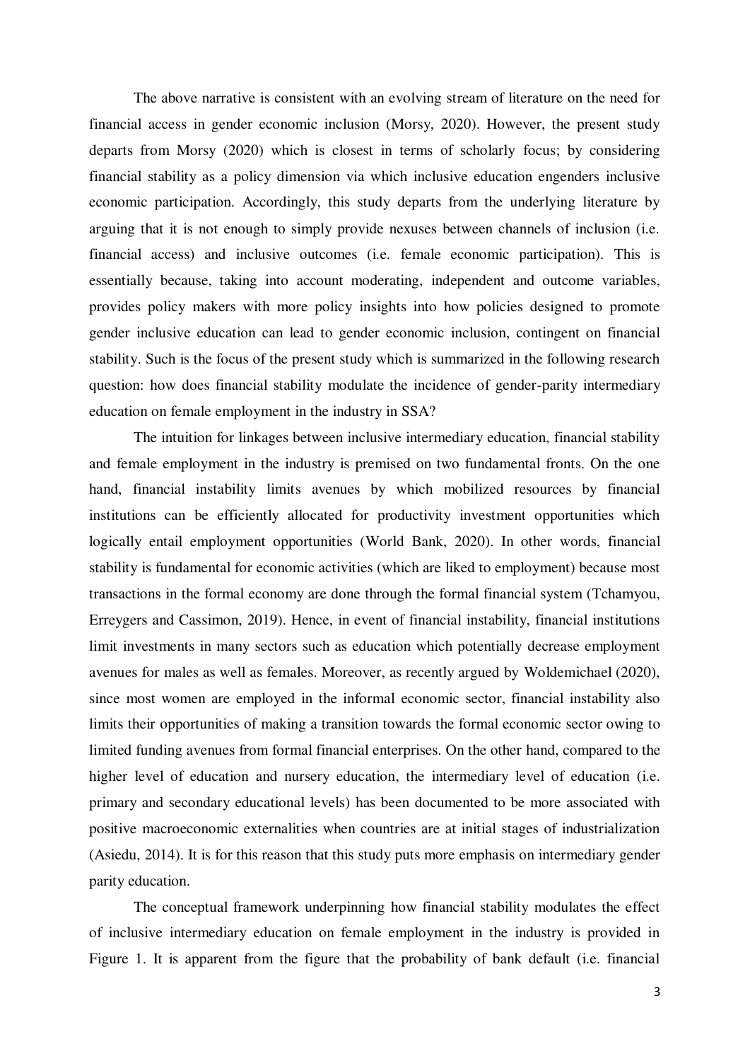The above narrative is consistent with an evolving stream of literature on the need for financial access in gender economic inclusion (Morsy, 2020). However, the present study departs from Morsy (2020) which is closest in terms of scholarly focus; by considering financial stability as a policy dimension via which inclusive education engenders inclusive economic participation. Accordingly, this study departs from the underlying literature by arguing that it is not enough to simply provide nexuses between channels of inclusion (i.e. financial access) and inclusive outcomes (i.e. female economic participation). This is essentially because, taking into account moderating, independent and outcome variables, provides policy makers with more policy insights into how policies designed to promote gender inclusive education can lead to gender economic inclusion, contingent on financial stability. Such is the focus of the present study which is summarized in the following research question: how does financial stability modulate the incidence of gender-parity intermediary education on female employment in the industry in SSA?

The intuition for linkages between inclusive intermediary education, financial stability and female employment in the industry is premised on two fundamental fronts. On the one hand, financial instability limits avenues by which mobilized resources by financial institutions can be efficiently allocated for productivity investment opportunities which logically entail employment opportunities (World Bank, 2020). In other words, financial stability is fundamental for economic activities (which are liked to employment) because most transactions in the formal economy are done through the formal financial system (Tchamyou, Erreygers and Cassimon, 2019). Hence, in event of financial instability, financial institutions limit investments in many sectors such as education which potentially decrease employment avenues for males as well as females. Moreover, as recently argued by Woldemichael (2020), since most women are employed in the informal economic sector, financial instability also limits their opportunities of making a transition towards the formal economic sector owing to limited funding avenues from formal financial enterprises. On the other hand, compared to the higher level of education and nursery education, the intermediary level of education (i.e. primary and secondary educational levels) has been documented to be more associated with positive macroeconomic externalities when countries are at initial stages of industrialization (Asiedu, 2014). It is for this reason that this study puts more emphasis on intermediary gender parity education.

The conceptual framework underpinning how financial stability modulates the effect of inclusive intermediary education on female employment in the industry is provided in Figure 1. It is apparent from the figure that the probability of bank default (i.e. financial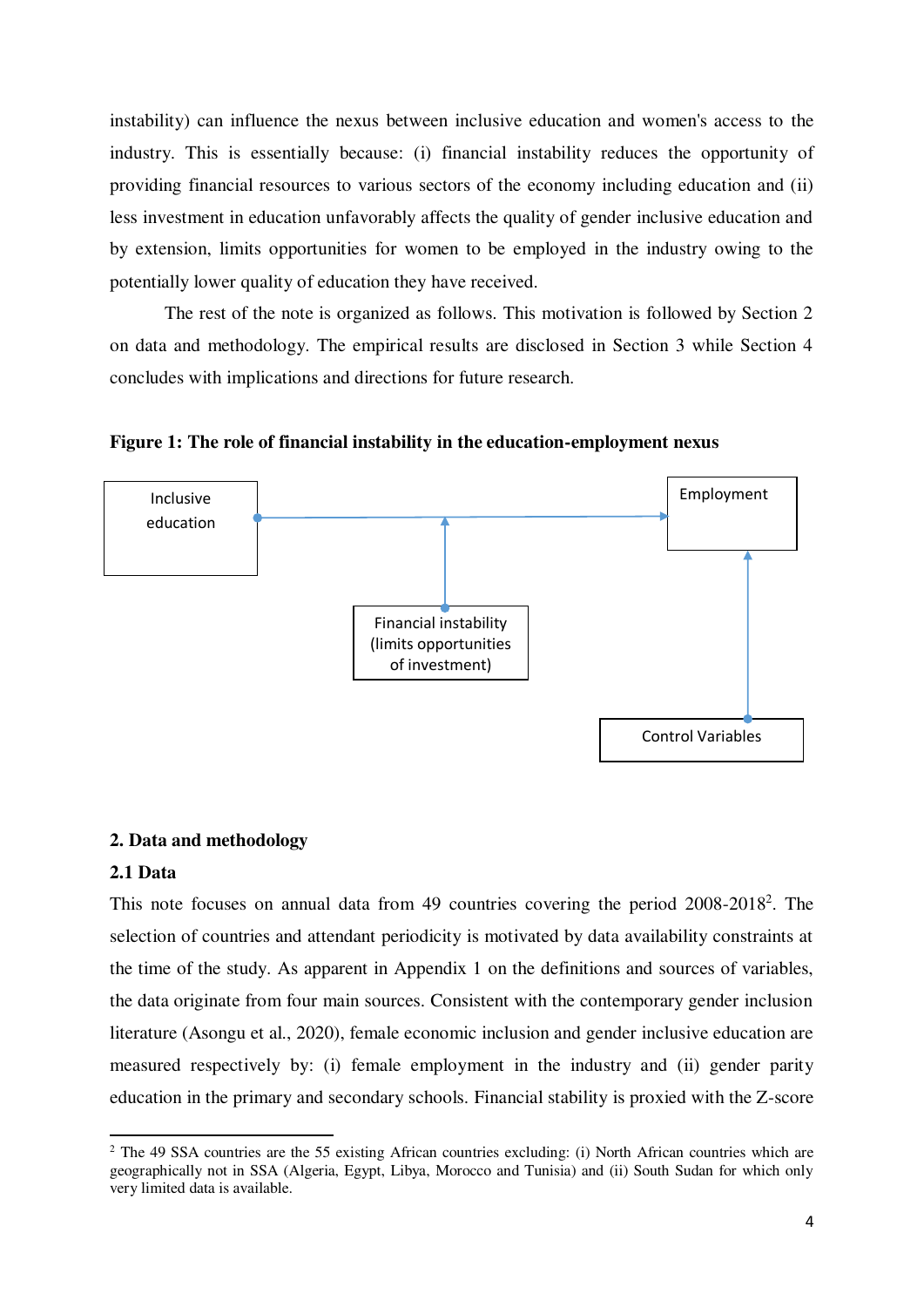instability) can influence the nexus between inclusive education and women's access to the industry. This is essentially because: (i) financial instability reduces the opportunity of providing financial resources to various sectors of the economy including education and (ii) less investment in education unfavorably affects the quality of gender inclusive education and by extension, limits opportunities for women to be employed in the industry owing to the potentially lower quality of education they have received.

The rest of the note is organized as follows. This motivation is followed by Section 2 on data and methodology. The empirical results are disclosed in Section 3 while Section 4 concludes with implications and directions for future research.

**Figure 1: The role of financial instability in the education-employment nexus**

Inclusive education → Employment

Financial instability (limits opportunities of investment)

Control Variables

## 2. Data and methodology

### 2.1 Data

This note focuses on annual data from 49 countries covering the period 2008-2018[2]. The selection of countries and attendant periodicity is motivated by data availability constraints at the time of the study. As apparent in Appendix 1 on the definitions and sources of variables, the data originate from four main sources. Consistent with the contemporary gender inclusion literature (Asongu et al., 2020), female economic inclusion and gender inclusive education are measured respectively by: (i) female employment in the industry and (ii) gender parity education in the primary and secondary schools. Financial stability is proxied with the Z-score

[2] The 49 SSA countries are the 55 existing African countries excluding: (i) North African countries which are geographically not in SSA (Algeria, Egypt, Libya, Morocco and Tunisia) and (ii) South Sudan for which only very limited data is available.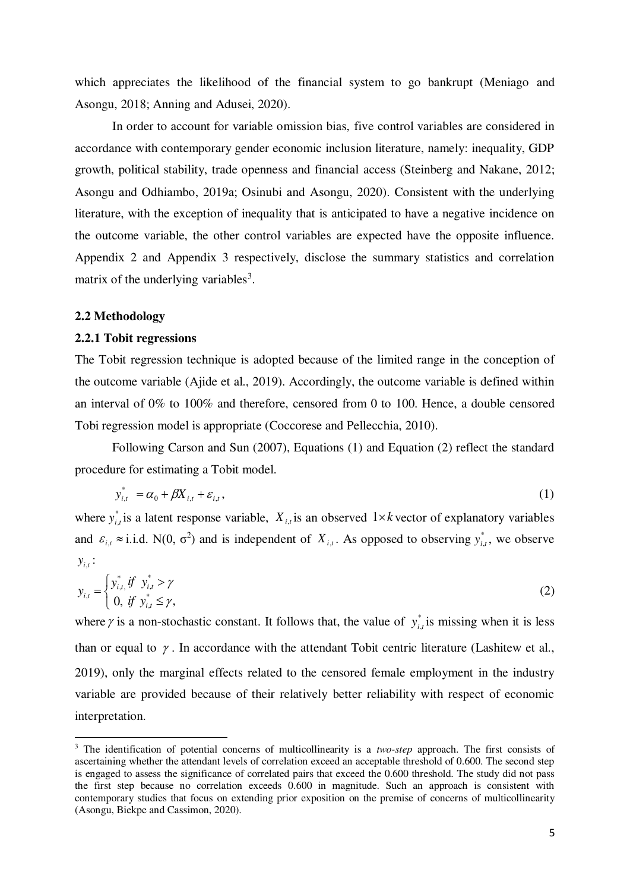which appreciates the likelihood of the financial system to go bankrupt (Meniago and Asongu, 2018; Anning and Adusei, 2020).

In order to account for variable omission bias, five control variables are considered in accordance with contemporary gender economic inclusion literature, namely: inequality, GDP growth, political stability, trade openness and financial access (Steinberg and Nakane, 2012; Asongu and Odhiambo, 2019a; Osinubi and Asongu, 2020). Consistent with the underlying literature, with the exception of inequality that is anticipated to have a negative incidence on the outcome variable, the other control variables are expected have the opposite influence. Appendix 2 and Appendix 3 respectively, disclose the summary statistics and correlation matrix of the underlying variables[3].

### 2.2 Methodology

#### 2.2.1 Tobit regressions

The Tobit regression technique is adopted because of the limited range in the conception of the outcome variable (Ajide et al., 2019). Accordingly, the outcome variable is defined within an interval of 0% to 100% and therefore, censored from 0 to 100. Hence, a double censored Tobi regression model is appropriate (Coccorese and Pellecchia, 2010).

Following Carson and Sun (2007), Equations (1) and Equation (2) reflect the standard procedure for estimating a Tobit model.

$$y^{*}_{i,t} = \alpha_0 + \beta X_{i,t} + \varepsilon_{i,t}, \qquad (1)$$

where $y^{*}_{i,t}$ is a latent response variable, $X_{i,t}$ is an observed $1 \times k$ vector of explanatory variables and $\varepsilon_{i,t} \approx$ i.i.d. N(0, $\sigma^2$) and is independent of $X_{i,t}$. As opposed to observing $y^{*}_{i,t}$, we observe $y_{i,t}$:

$$y_{i,t} = \begin{cases} y^{*}_{i,t}, \ if \ \ y^{*}_{i,t} > \gamma \\ 0, \ if \ \ y^{*}_{i,t} \leq \gamma, \end{cases} \qquad (2)$$

where $\gamma$ is a non-stochastic constant. It follows that, the value of $y^{*}_{i,t}$ is missing when it is less than or equal to $\gamma$. In accordance with the attendant Tobit centric literature (Lashitew et al., 2019), only the marginal effects related to the censored female employment in the industry variable are provided because of their relatively better reliability with respect of economic interpretation.

---

[3] The identification of potential concerns of multicollinearity is a *two-step* approach. The first consists of ascertaining whether the attendant levels of correlation exceed an acceptable threshold of 0.600. The second step is engaged to assess the significance of correlated pairs that exceed the 0.600 threshold. The study did not pass the first step because no correlation exceeds 0.600 in magnitude. Such an approach is consistent with contemporary studies that focus on extending prior exposition on the premise of concerns of multicollinearity (Asongu, Biekpe and Cassimon, 2020).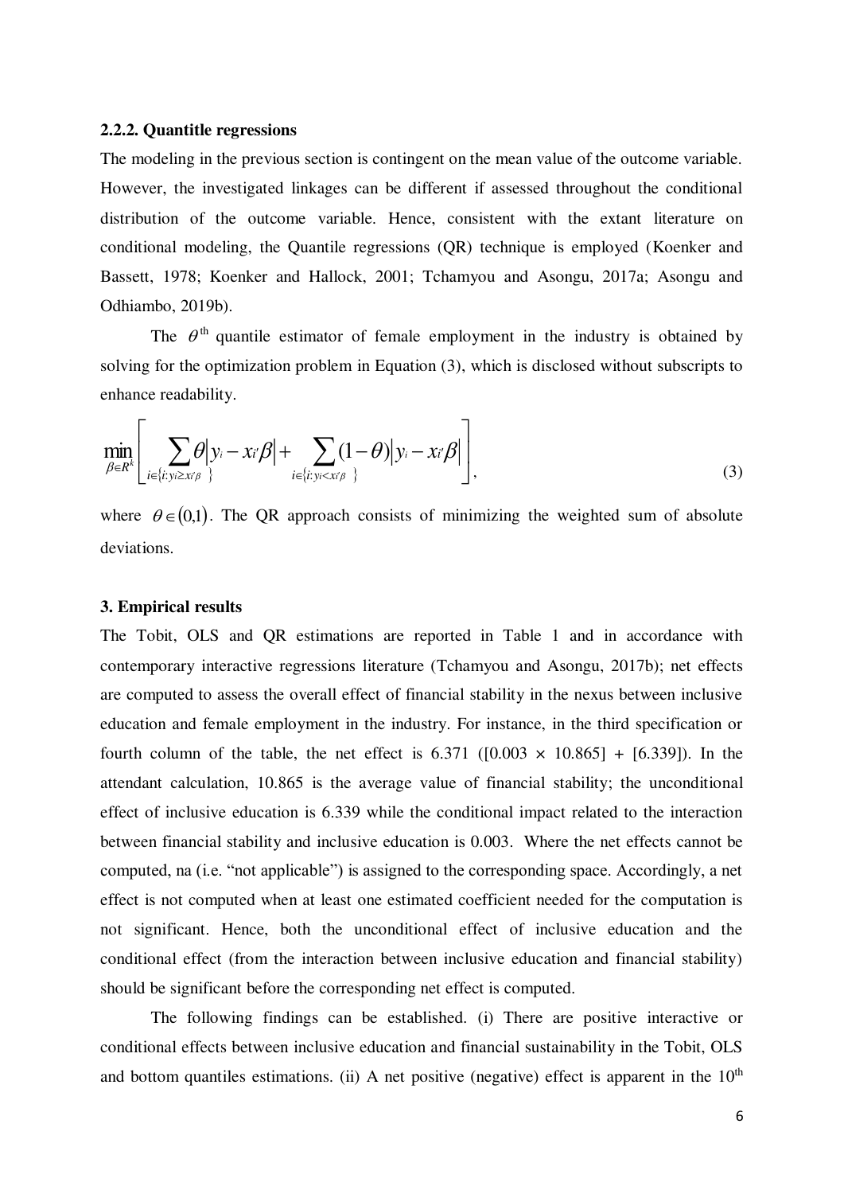### 2.2.2. Quantitle regressions

The modeling in the previous section is contingent on the mean value of the outcome variable. However, the investigated linkages can be different if assessed throughout the conditional distribution of the outcome variable. Hence, consistent with the extant literature on conditional modeling, the Quantile regressions (QR) technique is employed (Koenker and Bassett, 1978; Koenker and Hallock, 2001; Tchamyou and Asongu, 2017a; Asongu and Odhiambo, 2019b).

The $\theta^{\text{th}}$ quantile estimator of female employment in the industry is obtained by solving for the optimization problem in Equation (3), which is disclosed without subscripts to enhance readability.

$$\min_{\beta \in R^k} \left[ \sum_{i \in \{i: y_i \geq x_i' \beta\}} \theta \left| y_i - x_i' \beta \right| + \sum_{i \in \{i: y_i < x_i' \beta\}} (1-\theta) \left| y_i - x_i' \beta \right| \right], \tag{3}$$

where $\theta \in (0,1)$. The QR approach consists of minimizing the weighted sum of absolute deviations.

## 3. Empirical results

The Tobit, OLS and QR estimations are reported in Table 1 and in accordance with contemporary interactive regressions literature (Tchamyou and Asongu, 2017b); net effects are computed to assess the overall effect of financial stability in the nexus between inclusive education and female employment in the industry. For instance, in the third specification or fourth column of the table, the net effect is 6.371 ([0.003 × 10.865] + [6.339]). In the attendant calculation, 10.865 is the average value of financial stability; the unconditional effect of inclusive education is 6.339 while the conditional impact related to the interaction between financial stability and inclusive education is 0.003. Where the net effects cannot be computed, na (i.e. "not applicable") is assigned to the corresponding space. Accordingly, a net effect is not computed when at least one estimated coefficient needed for the computation is not significant. Hence, both the unconditional effect of inclusive education and the conditional effect (from the interaction between inclusive education and financial stability) should be significant before the corresponding net effect is computed.

The following findings can be established. (i) There are positive interactive or conditional effects between inclusive education and financial sustainability in the Tobit, OLS and bottom quantiles estimations. (ii) A net positive (negative) effect is apparent in the 10th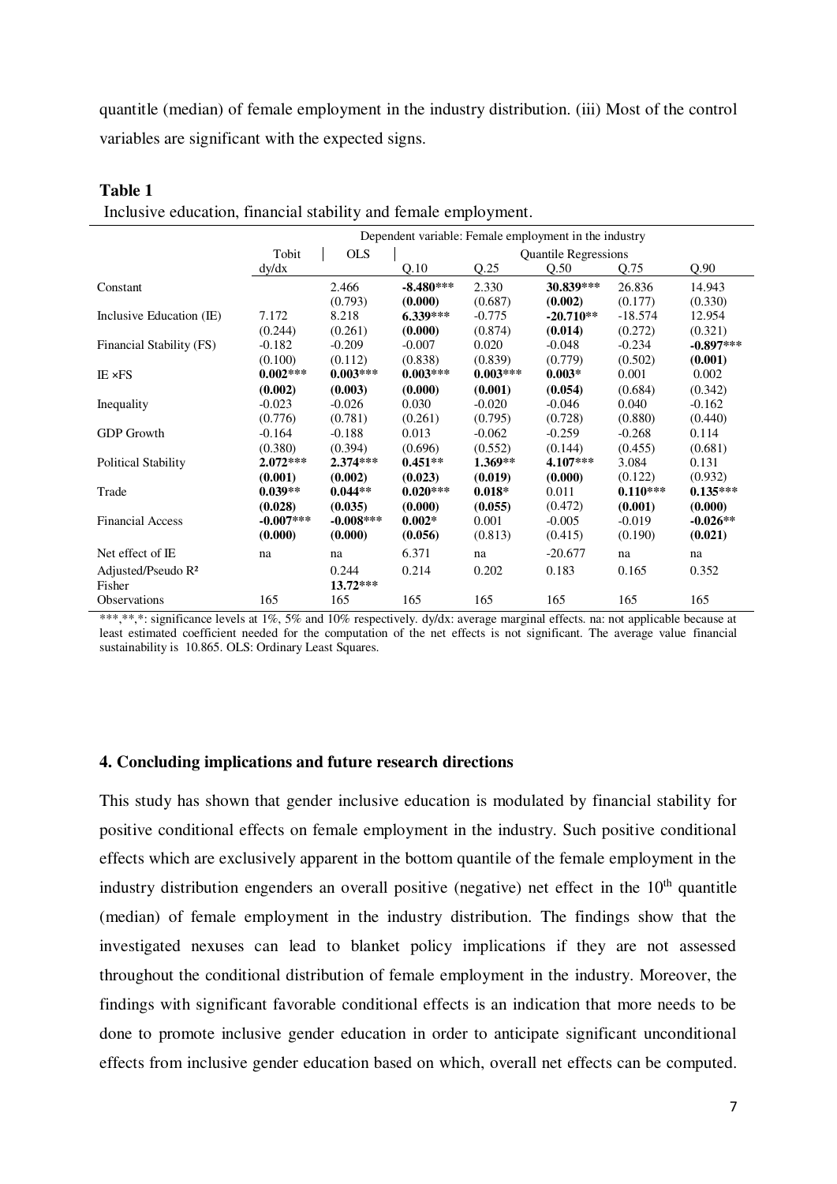quantitle (median) of female employment in the industry distribution. (iii) Most of the control variables are significant with the expected signs.

**Table 1**

Inclusive education, financial stability and female employment.

| | Dependent variable: Female employment in the industry | | | | | | |
|---|---|---|---|---|---|---|---|
| | Tobit | OLS | Quantile Regressions | | | | |
| | dy/dx | | Q.10 | Q.25 | Q.50 | Q.75 | Q.90 |
| Constant | | 2.466 | **-8.480*** ** | 2.330 | **30.839*** ** | 26.836 | 14.943 |
| | | (0.793) | **(0.000)** | (0.687) | **(0.002)** | (0.177) | (0.330) |
| Inclusive Education (IE) | 7.172 | 8.218 | **6.339*** ** | -0.775 | **-20.710** ** | -18.574 | 12.954 |
| | (0.244) | (0.261) | **(0.000)** | (0.874) | **(0.014)** | (0.272) | (0.321) |
| Financial Stability (FS) | -0.182 | -0.209 | -0.007 | 0.020 | -0.048 | -0.234 | **-0.897*** ** |
| | (0.100) | (0.112) | (0.838) | (0.839) | (0.779) | (0.502) | **(0.001)** |
| IE ×FS | **0.002*** ** | **0.003*** ** | **0.003*** ** | **0.003*** ** | **0.003* ** | 0.001 | 0.002 |
| | **(0.002)** | **(0.003)** | **(0.000)** | **(0.001)** | **(0.054)** | (0.684) | (0.342) |
| Inequality | -0.023 | -0.026 | 0.030 | -0.020 | -0.046 | 0.040 | -0.162 |
| | (0.776) | (0.781) | (0.261) | (0.795) | (0.728) | (0.880) | (0.440) |
| GDP Growth | -0.164 | -0.188 | 0.013 | -0.062 | -0.259 | -0.268 | 0.114 |
| | (0.380) | (0.394) | (0.696) | (0.552) | (0.144) | (0.455) | (0.681) |
| Political Stability | **2.072*** ** | **2.374*** ** | **0.451** ** | **1.369** ** | **4.107*** ** | 3.084 | 0.131 |
| | **(0.001)** | **(0.002)** | **(0.023)** | **(0.019)** | **(0.000)** | (0.122) | (0.932) |
| Trade | **0.039** ** | **0.044** ** | **0.020*** ** | **0.018* ** | 0.011 | **0.110*** ** | **0.135*** ** |
| | **(0.028)** | **(0.035)** | **(0.000)** | **(0.055)** | (0.472) | **(0.001)** | **(0.000)** |
| Financial Access | **-0.007*** ** | **-0.008*** ** | **0.002* ** | 0.001 | -0.005 | -0.019 | **-0.026** ** |
| | **(0.000)** | **(0.000)** | **(0.056)** | (0.813) | (0.415) | (0.190) | **(0.021)** |
| Net effect of IE | na | na | 6.371 | na | -20.677 | na | na |
| Adjusted/Pseudo $R^2$ | | 0.244 | 0.214 | 0.202 | 0.183 | 0.165 | 0.352 |
| Fisher | | **13.72*** ** | | | | | |
| Observations | 165 | 165 | 165 | 165 | 165 | 165 | 165 |

***,**,*: significance levels at 1%, 5% and 10% respectively. dy/dx: average marginal effects. na: not applicable because at least estimated coefficient needed for the computation of the net effects is not significant. The average value financial sustainability is 10.865. OLS: Ordinary Least Squares.

## 4. Concluding implications and future research directions

This study has shown that gender inclusive education is modulated by financial stability for positive conditional effects on female employment in the industry. Such positive conditional effects which are exclusively apparent in the bottom quantile of the female employment in the industry distribution engenders an overall positive (negative) net effect in the 10th quantitle (median) of female employment in the industry distribution. The findings show that the investigated nexuses can lead to blanket policy implications if they are not assessed throughout the conditional distribution of female employment in the industry. Moreover, the findings with significant favorable conditional effects is an indication that more needs to be done to promote inclusive gender education in order to anticipate significant unconditional effects from inclusive gender education based on which, overall net effects can be computed.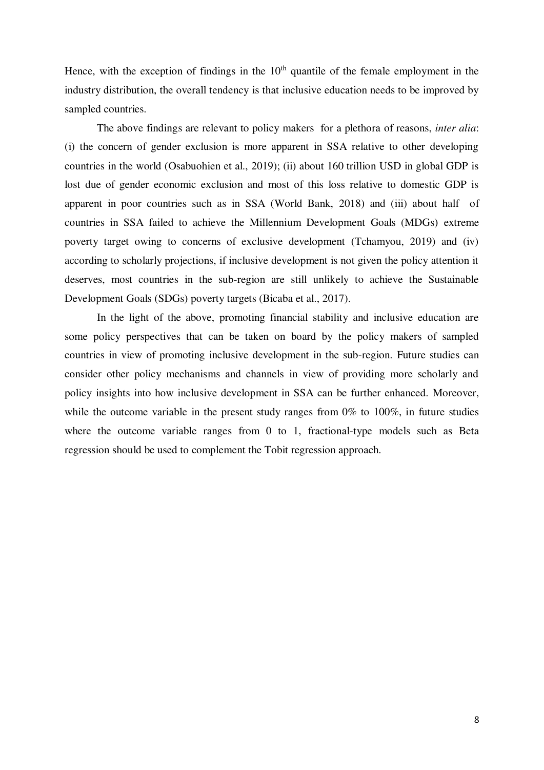Hence, with the exception of findings in the 10th quantile of the female employment in the industry distribution, the overall tendency is that inclusive education needs to be improved by sampled countries.

The above findings are relevant to policy makers for a plethora of reasons, *inter alia*: (i) the concern of gender exclusion is more apparent in SSA relative to other developing countries in the world (Osabuohien et al., 2019); (ii) about 160 trillion USD in global GDP is lost due of gender economic exclusion and most of this loss relative to domestic GDP is apparent in poor countries such as in SSA (World Bank, 2018) and (iii) about half of countries in SSA failed to achieve the Millennium Development Goals (MDGs) extreme poverty target owing to concerns of exclusive development (Tchamyou, 2019) and (iv) according to scholarly projections, if inclusive development is not given the policy attention it deserves, most countries in the sub-region are still unlikely to achieve the Sustainable Development Goals (SDGs) poverty targets (Bicaba et al., 2017).

In the light of the above, promoting financial stability and inclusive education are some policy perspectives that can be taken on board by the policy makers of sampled countries in view of promoting inclusive development in the sub-region. Future studies can consider other policy mechanisms and channels in view of providing more scholarly and policy insights into how inclusive development in SSA can be further enhanced. Moreover, while the outcome variable in the present study ranges from 0% to 100%, in future studies where the outcome variable ranges from 0 to 1, fractional-type models such as Beta regression should be used to complement the Tobit regression approach.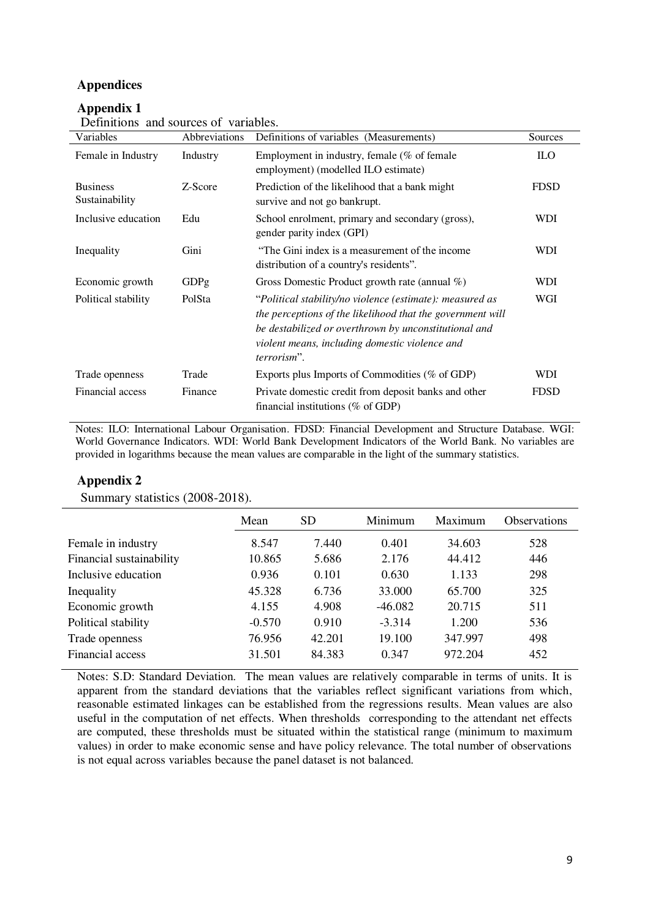## Appendices

### Appendix 1

Definitions and sources of variables.

| Variables | Abbreviations | Definitions of variables (Measurements) | Sources |
|---|---|---|---|
| Female in Industry | Industry | Employment in industry, female (% of female employment) (modelled ILO estimate) | ILO |
| Business Sustainability | Z-Score | Prediction of the likelihood that a bank might survive and not go bankrupt. | FDSD |
| Inclusive education | Edu | School enrolment, primary and secondary (gross), gender parity index (GPI) | WDI |
| Inequality | Gini | "The Gini index is a measurement of the income distribution of a country's residents". | WDI |
| Economic growth | GDPg | Gross Domestic Product growth rate (annual %) | WDI |
| Political stability | PolSta | "*Political stability/no violence (estimate): measured as the perceptions of the likelihood that the government will be destabilized or overthrown by unconstitutional and violent means, including domestic violence and terrorism*". | WGI |
| Trade openness | Trade | Exports plus Imports of Commodities (% of GDP) | WDI |
| Financial access | Finance | Private domestic credit from deposit banks and other financial institutions (% of GDP) | FDSD |

Notes: ILO: International Labour Organisation. FDSD: Financial Development and Structure Database. WGI: World Governance Indicators. WDI: World Bank Development Indicators of the World Bank. No variables are provided in logarithms because the mean values are comparable in the light of the summary statistics.

### Appendix 2

Summary statistics (2008-2018).

| | Mean | SD | Minimum | Maximum | Observations |
|---|---|---|---|---|---|
| Female in industry | 8.547 | 7.440 | 0.401 | 34.603 | 528 |
| Financial sustainability | 10.865 | 5.686 | 2.176 | 44.412 | 446 |
| Inclusive education | 0.936 | 0.101 | 0.630 | 1.133 | 298 |
| Inequality | 45.328 | 6.736 | 33.000 | 65.700 | 325 |
| Economic growth | 4.155 | 4.908 | -46.082 | 20.715 | 511 |
| Political stability | -0.570 | 0.910 | -3.314 | 1.200 | 536 |
| Trade openness | 76.956 | 42.201 | 19.100 | 347.997 | 498 |
| Financial access | 31.501 | 84.383 | 0.347 | 972.204 | 452 |

Notes: S.D: Standard Deviation. The mean values are relatively comparable in terms of units. It is apparent from the standard deviations that the variables reflect significant variations from which, reasonable estimated linkages can be established from the regressions results. Mean values are also useful in the computation of net effects. When thresholds corresponding to the attendant net effects are computed, these thresholds must be situated within the statistical range (minimum to maximum values) in order to make economic sense and have policy relevance. The total number of observations is not equal across variables because the panel dataset is not balanced.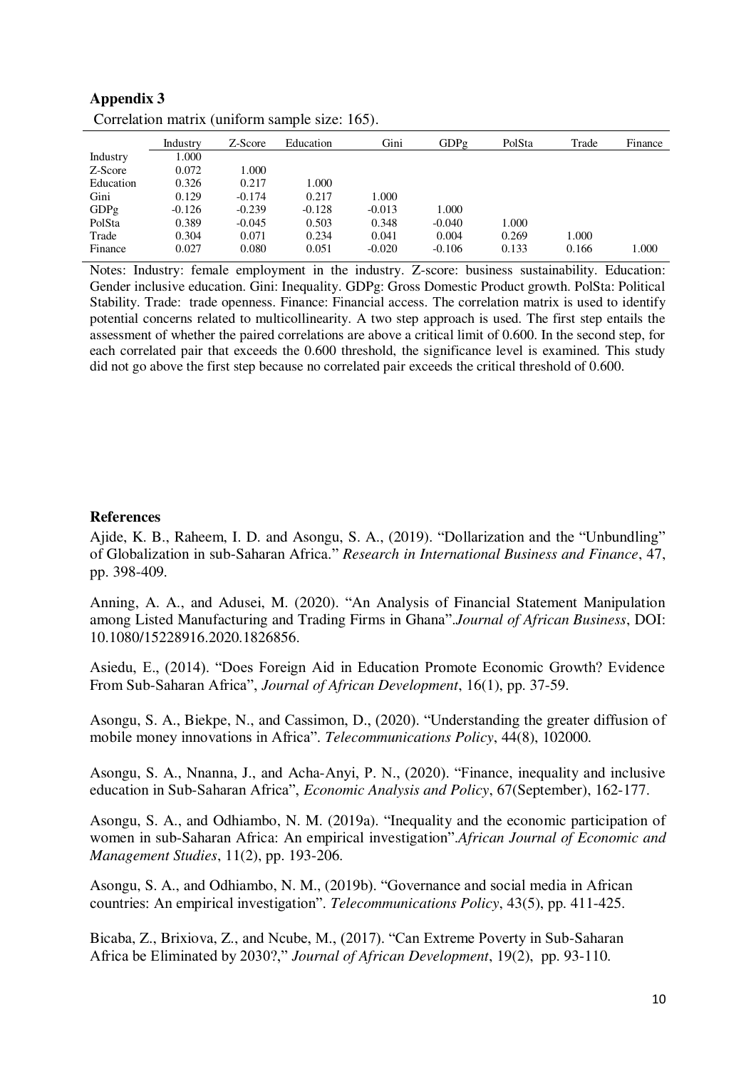## Appendix 3

Correlation matrix (uniform sample size: 165).

| | Industry | Z-Score | Education | Gini | GDPg | PolSta | Trade | Finance |
|---|---|---|---|---|---|---|---|---|
| Industry | 1.000 | | | | | | | |
| Z-Score | 0.072 | 1.000 | | | | | | |
| Education | 0.326 | 0.217 | 1.000 | | | | | |
| Gini | 0.129 | -0.174 | 0.217 | 1.000 | | | | |
| GDPg | -0.126 | -0.239 | -0.128 | -0.013 | 1.000 | | | |
| PolSta | 0.389 | -0.045 | 0.503 | 0.348 | -0.040 | 1.000 | | |
| Trade | 0.304 | 0.071 | 0.234 | 0.041 | 0.004 | 0.269 | 1.000 | |
| Finance | 0.027 | 0.080 | 0.051 | -0.020 | -0.106 | 0.133 | 0.166 | 1.000 |

Notes: Industry: female employment in the industry. Z-score: business sustainability. Education: Gender inclusive education. Gini: Inequality. GDPg: Gross Domestic Product growth. PolSta: Political Stability. Trade: trade openness. Finance: Financial access. The correlation matrix is used to identify potential concerns related to multicollinearity. A two step approach is used. The first step entails the assessment of whether the paired correlations are above a critical limit of 0.600. In the second step, for each correlated pair that exceeds the 0.600 threshold, the significance level is examined. This study did not go above the first step because no correlated pair exceeds the critical threshold of 0.600.

## References

Ajide, K. B., Raheem, I. D. and Asongu, S. A., (2019). "Dollarization and the "Unbundling" of Globalization in sub-Saharan Africa." *Research in International Business and Finance*, 47, pp. 398-409.

Anning, A. A., and Adusei, M. (2020). "An Analysis of Financial Statement Manipulation among Listed Manufacturing and Trading Firms in Ghana".*Journal of African Business*, DOI: 10.1080/15228916.2020.1826856.

Asiedu, E., (2014). "Does Foreign Aid in Education Promote Economic Growth? Evidence From Sub-Saharan Africa", *Journal of African Development*, 16(1), pp. 37-59.

Asongu, S. A., Biekpe, N., and Cassimon, D., (2020). "Understanding the greater diffusion of mobile money innovations in Africa". *Telecommunications Policy*, 44(8), 102000.

Asongu, S. A., Nnanna, J., and Acha-Anyi, P. N., (2020). "Finance, inequality and inclusive education in Sub-Saharan Africa", *Economic Analysis and Policy*, 67(September), 162-177.

Asongu, S. A., and Odhiambo, N. M. (2019a). "Inequality and the economic participation of women in sub-Saharan Africa: An empirical investigation".*African Journal of Economic and Management Studies*, 11(2), pp. 193-206.

Asongu, S. A., and Odhiambo, N. M., (2019b). "Governance and social media in African countries: An empirical investigation". *Telecommunications Policy*, 43(5), pp. 411-425.

Bicaba, Z., Brixiova, Z., and Ncube, M., (2017). "Can Extreme Poverty in Sub-Saharan Africa be Eliminated by 2030?," *Journal of African Development*, 19(2), pp. 93-110.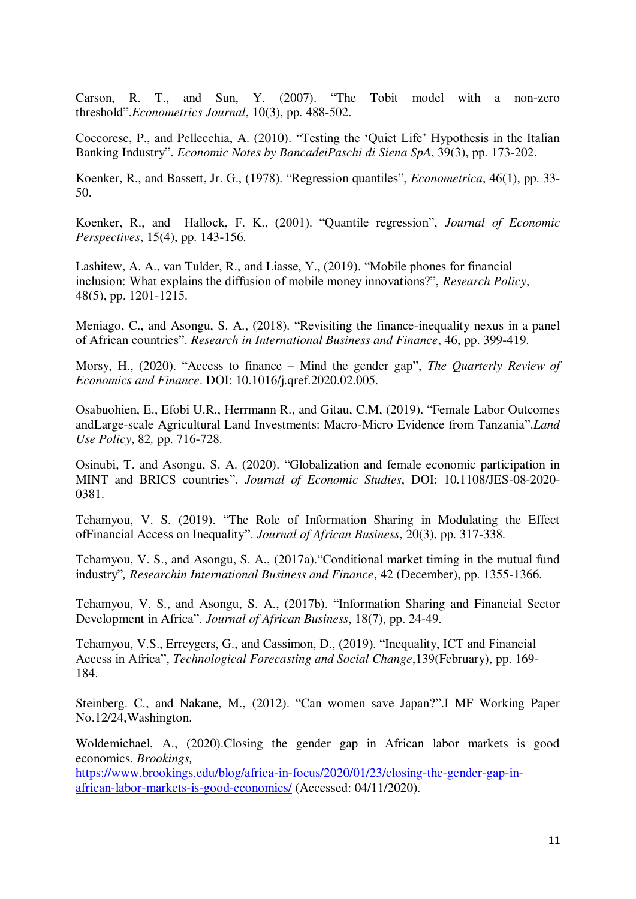Carson, R. T., and Sun, Y. (2007). "The Tobit model with a non-zero threshold".*Econometrics Journal*, 10(3), pp. 488-502.

Coccorese, P., and Pellecchia, A. (2010). "Testing the 'Quiet Life' Hypothesis in the Italian Banking Industry". *Economic Notes by BancadeiPaschi di Siena SpA*, 39(3), pp. 173-202.

Koenker, R., and Bassett, Jr. G., (1978). "Regression quantiles", *Econometrica*, 46(1), pp. 33-50.

Koenker, R., and Hallock, F. K., (2001). "Quantile regression", *Journal of Economic Perspectives*, 15(4), pp. 143-156.

Lashitew, A. A., van Tulder, R., and Liasse, Y., (2019). "Mobile phones for financial inclusion: What explains the diffusion of mobile money innovations?", *Research Policy*, 48(5), pp. 1201-1215.

Meniago, C., and Asongu, S. A., (2018). "Revisiting the finance-inequality nexus in a panel of African countries". *Research in International Business and Finance*, 46, pp. 399-419.

Morsy, H., (2020). "Access to finance – Mind the gender gap", *The Quarterly Review of Economics and Finance*. DOI: 10.1016/j.qref.2020.02.005.

Osabuohien, E., Efobi U.R., Herrmann R., and Gitau, C.M, (2019). "Female Labor Outcomes andLarge-scale Agricultural Land Investments: Macro-Micro Evidence from Tanzania".*Land Use Policy*, 82*,* pp. 716-728.

Osinubi, T. and Asongu, S. A. (2020). "Globalization and female economic participation in MINT and BRICS countries". *Journal of Economic Studies*, DOI: 10.1108/JES-08-2020-0381.

Tchamyou, V. S. (2019). "The Role of Information Sharing in Modulating the Effect ofFinancial Access on Inequality". *Journal of African Business*, 20(3), pp. 317-338.

Tchamyou, V. S., and Asongu, S. A., (2017a)."Conditional market timing in the mutual fund industry"*, Researchin International Business and Finance*, 42 (December), pp. 1355-1366.

Tchamyou, V. S., and Asongu, S. A., (2017b). "Information Sharing and Financial Sector Development in Africa". *Journal of African Business*, 18(7), pp. 24-49.

Tchamyou, V.S., Erreygers, G., and Cassimon, D., (2019). "Inequality, ICT and Financial Access in Africa", *Technological Forecasting and Social Change*,139(February), pp. 169-184.

Steinberg. C., and Nakane, M., (2012). "Can women save Japan?".I MF Working Paper No.12/24,Washington.

Woldemichael, A., (2020).Closing the gender gap in African labor markets is good economics. *Brookings,* https://www.brookings.edu/blog/africa-in-focus/2020/01/23/closing-the-gender-gap-in-african-labor-markets-is-good-economics/ (Accessed: 04/11/2020).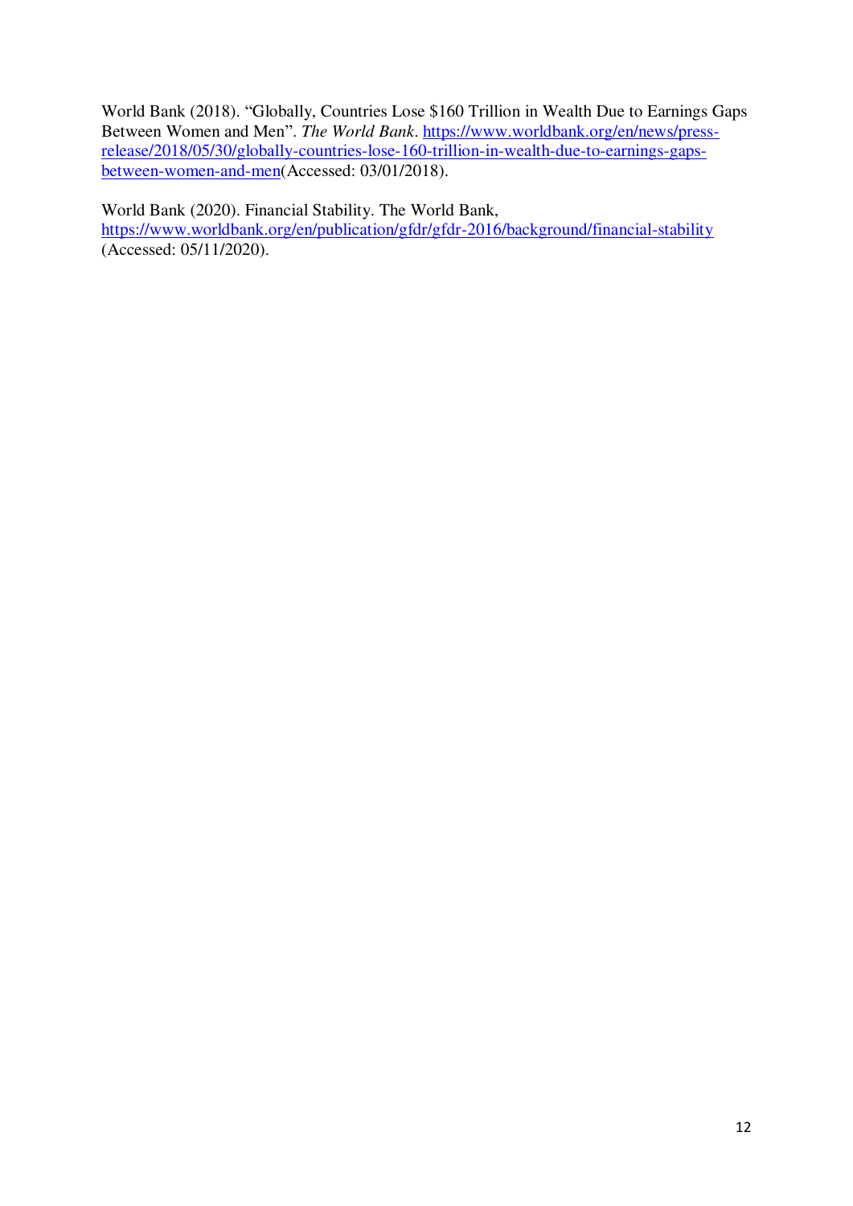World Bank (2018). “Globally, Countries Lose $160 Trillion in Wealth Due to Earnings Gaps Between Women and Men”. *The World Bank*. https://www.worldbank.org/en/news/press-release/2018/05/30/globally-countries-lose-160-trillion-in-wealth-due-to-earnings-gaps-between-women-and-men(Accessed: 03/01/2018).

World Bank (2020). Financial Stability. The World Bank, https://www.worldbank.org/en/publication/gfdr/gfdr-2016/background/financial-stability (Accessed: 05/11/2020).